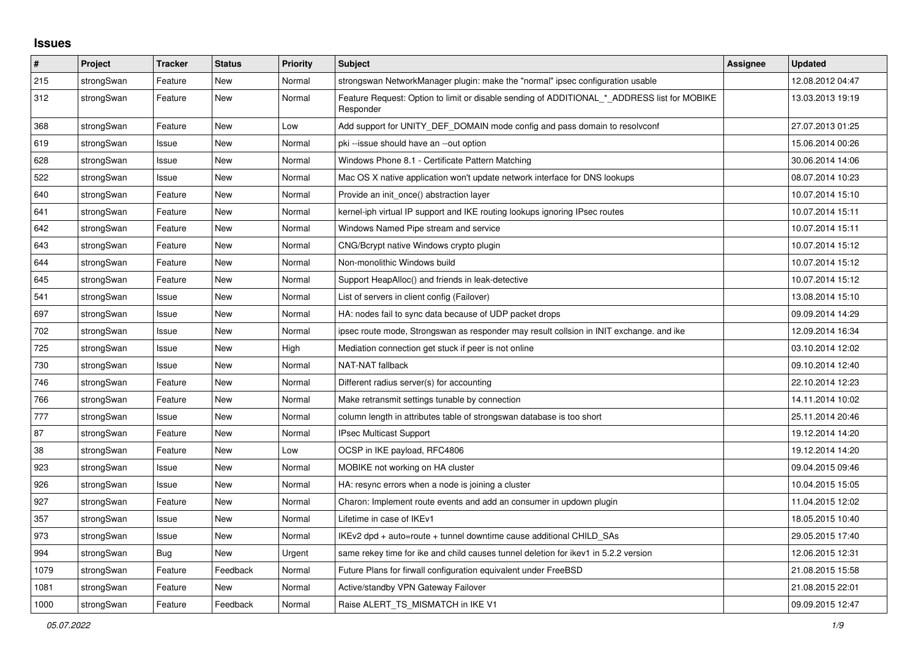# Issues

| # | Project | Tracker | Status | Priority | Subject | Assignee | Updated |
|---|---|---|---|---|---|---|---|
| 215 | strongSwan | Feature | New | Normal | strongswan NetworkManager plugin: make the "normal" ipsec configuration usable | | 12.08.2012 04:47 |
| 312 | strongSwan | Feature | New | Normal | Feature Request: Option to limit or disable sending of ADDITIONAL_*_ADDRESS list for MOBIKE Responder | | 13.03.2013 19:19 |
| 368 | strongSwan | Feature | New | Low | Add support for UNITY_DEF_DOMAIN mode config and pass domain to resolvconf | | 27.07.2013 01:25 |
| 619 | strongSwan | Issue | New | Normal | pki --issue should have an --out option | | 15.06.2014 00:26 |
| 628 | strongSwan | Issue | New | Normal | Windows Phone 8.1 - Certificate Pattern Matching | | 30.06.2014 14:06 |
| 522 | strongSwan | Issue | New | Normal | Mac OS X native application won't update network interface for DNS lookups | | 08.07.2014 10:23 |
| 640 | strongSwan | Feature | New | Normal | Provide an init_once() abstraction layer | | 10.07.2014 15:10 |
| 641 | strongSwan | Feature | New | Normal | kernel-iph virtual IP support and IKE routing lookups ignoring IPsec routes | | 10.07.2014 15:11 |
| 642 | strongSwan | Feature | New | Normal | Windows Named Pipe stream and service | | 10.07.2014 15:11 |
| 643 | strongSwan | Feature | New | Normal | CNG/Bcrypt native Windows crypto plugin | | 10.07.2014 15:12 |
| 644 | strongSwan | Feature | New | Normal | Non-monolithic Windows build | | 10.07.2014 15:12 |
| 645 | strongSwan | Feature | New | Normal | Support HeapAlloc() and friends in leak-detective | | 10.07.2014 15:12 |
| 541 | strongSwan | Issue | New | Normal | List of servers in client config (Failover) | | 13.08.2014 15:10 |
| 697 | strongSwan | Issue | New | Normal | HA: nodes fail to sync data because of UDP packet drops | | 09.09.2014 14:29 |
| 702 | strongSwan | Issue | New | Normal | ipsec route mode, Strongswan as responder may result collsion in INIT exchange. and ike | | 12.09.2014 16:34 |
| 725 | strongSwan | Issue | New | High | Mediation connection get stuck if peer is not online | | 03.10.2014 12:02 |
| 730 | strongSwan | Issue | New | Normal | NAT-NAT fallback | | 09.10.2014 12:40 |
| 746 | strongSwan | Feature | New | Normal | Different radius server(s) for accounting | | 22.10.2014 12:23 |
| 766 | strongSwan | Feature | New | Normal | Make retransmit settings tunable by connection | | 14.11.2014 10:02 |
| 777 | strongSwan | Issue | New | Normal | column length in attributes table of strongswan database is too short | | 25.11.2014 20:46 |
| 87 | strongSwan | Feature | New | Normal | IPsec Multicast Support | | 19.12.2014 14:20 |
| 38 | strongSwan | Feature | New | Low | OCSP in IKE payload, RFC4806 | | 19.12.2014 14:20 |
| 923 | strongSwan | Issue | New | Normal | MOBIKE not working on HA cluster | | 09.04.2015 09:46 |
| 926 | strongSwan | Issue | New | Normal | HA: resync errors when a node is joining a cluster | | 10.04.2015 15:05 |
| 927 | strongSwan | Feature | New | Normal | Charon: Implement route events and add an consumer in updown plugin | | 11.04.2015 12:02 |
| 357 | strongSwan | Issue | New | Normal | Lifetime in case of IKEv1 | | 18.05.2015 10:40 |
| 973 | strongSwan | Issue | New | Normal | IKEv2 dpd + auto=route + tunnel downtime cause additional CHILD_SAs | | 29.05.2015 17:40 |
| 994 | strongSwan | Bug | New | Urgent | same rekey time for ike and child causes tunnel deletion for ikev1 in 5.2.2 version | | 12.06.2015 12:31 |
| 1079 | strongSwan | Feature | Feedback | Normal | Future Plans for firwall configuration equivalent under FreeBSD | | 21.08.2015 15:58 |
| 1081 | strongSwan | Feature | New | Normal | Active/standby VPN Gateway Failover | | 21.08.2015 22:01 |
| 1000 | strongSwan | Feature | Feedback | Normal | Raise ALERT_TS_MISMATCH in IKE V1 | | 09.09.2015 12:47 |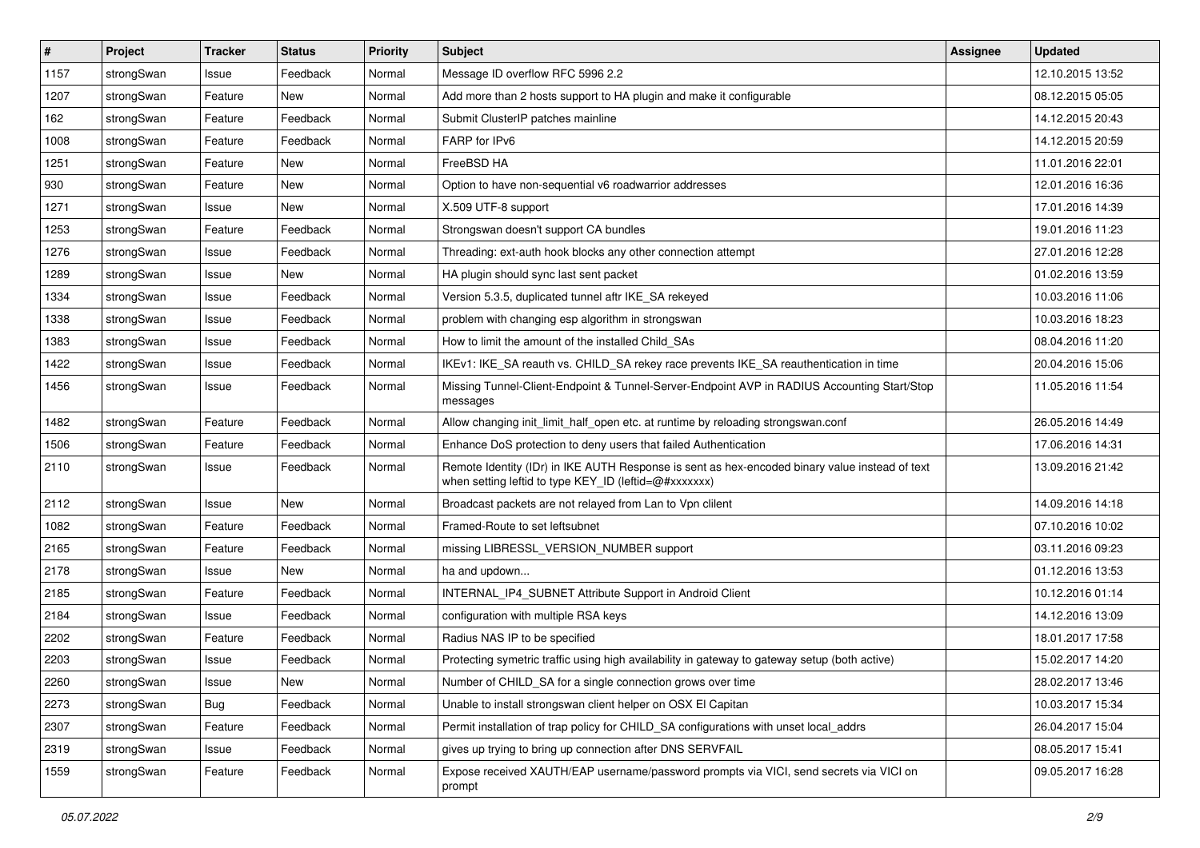| # | Project | Tracker | Status | Priority | Subject | Assignee | Updated |
|---|---|---|---|---|---|---|---|
| 1157 | strongSwan | Issue | Feedback | Normal | Message ID overflow RFC 5996 2.2 | | 12.10.2015 13:52 |
| 1207 | strongSwan | Feature | New | Normal | Add more than 2 hosts support to HA plugin and make it configurable | | 08.12.2015 05:05 |
| 162 | strongSwan | Feature | Feedback | Normal | Submit ClusterIP patches mainline | | 14.12.2015 20:43 |
| 1008 | strongSwan | Feature | Feedback | Normal | FARP for IPv6 | | 14.12.2015 20:59 |
| 1251 | strongSwan | Feature | New | Normal | FreeBSD HA | | 11.01.2016 22:01 |
| 930 | strongSwan | Feature | New | Normal | Option to have non-sequential v6 roadwarrior addresses | | 12.01.2016 16:36 |
| 1271 | strongSwan | Issue | New | Normal | X.509 UTF-8 support | | 17.01.2016 14:39 |
| 1253 | strongSwan | Feature | Feedback | Normal | Strongswan doesn't support CA bundles | | 19.01.2016 11:23 |
| 1276 | strongSwan | Issue | Feedback | Normal | Threading: ext-auth hook blocks any other connection attempt | | 27.01.2016 12:28 |
| 1289 | strongSwan | Issue | New | Normal | HA plugin should sync last sent packet | | 01.02.2016 13:59 |
| 1334 | strongSwan | Issue | Feedback | Normal | Version 5.3.5, duplicated tunnel aftr IKE_SA rekeyed | | 10.03.2016 11:06 |
| 1338 | strongSwan | Issue | Feedback | Normal | problem with changing esp algorithm in strongswan | | 10.03.2016 18:23 |
| 1383 | strongSwan | Issue | Feedback | Normal | How to limit the amount of the installed Child_SAs | | 08.04.2016 11:20 |
| 1422 | strongSwan | Issue | Feedback | Normal | IKEv1: IKE_SA reauth vs. CHILD_SA rekey race prevents IKE_SA reauthentication in time | | 20.04.2016 15:06 |
| 1456 | strongSwan | Issue | Feedback | Normal | Missing Tunnel-Client-Endpoint & Tunnel-Server-Endpoint AVP in RADIUS Accounting Start/Stop messages | | 11.05.2016 11:54 |
| 1482 | strongSwan | Feature | Feedback | Normal | Allow changing init_limit_half_open etc. at runtime by reloading strongswan.conf | | 26.05.2016 14:49 |
| 1506 | strongSwan | Feature | Feedback | Normal | Enhance DoS protection to deny users that failed Authentication | | 17.06.2016 14:31 |
| 2110 | strongSwan | Issue | Feedback | Normal | Remote Identity (IDr) in IKE AUTH Response is sent as hex-encoded binary value instead of text when setting leftid to type KEY_ID (leftid=@#xxxxxxx) | | 13.09.2016 21:42 |
| 2112 | strongSwan | Issue | New | Normal | Broadcast packets are not relayed from Lan to Vpn clilent | | 14.09.2016 14:18 |
| 1082 | strongSwan | Feature | Feedback | Normal | Framed-Route to set leftsubnet | | 07.10.2016 10:02 |
| 2165 | strongSwan | Feature | Feedback | Normal | missing LIBRESSL_VERSION_NUMBER support | | 03.11.2016 09:23 |
| 2178 | strongSwan | Issue | New | Normal | ha and updown... | | 01.12.2016 13:53 |
| 2185 | strongSwan | Feature | Feedback | Normal | INTERNAL_IP4_SUBNET Attribute Support in Android Client | | 10.12.2016 01:14 |
| 2184 | strongSwan | Issue | Feedback | Normal | configuration with multiple RSA keys | | 14.12.2016 13:09 |
| 2202 | strongSwan | Feature | Feedback | Normal | Radius NAS IP to be specified | | 18.01.2017 17:58 |
| 2203 | strongSwan | Issue | Feedback | Normal | Protecting symetric traffic using high availability in gateway to gateway setup (both active) | | 15.02.2017 14:20 |
| 2260 | strongSwan | Issue | New | Normal | Number of CHILD_SA for a single connection grows over time | | 28.02.2017 13:46 |
| 2273 | strongSwan | Bug | Feedback | Normal | Unable to install strongswan client helper on OSX El Capitan | | 10.03.2017 15:34 |
| 2307 | strongSwan | Feature | Feedback | Normal | Permit installation of trap policy for CHILD_SA configurations with unset local_addrs | | 26.04.2017 15:04 |
| 2319 | strongSwan | Issue | Feedback | Normal | gives up trying to bring up connection after DNS SERVFAIL | | 08.05.2017 15:41 |
| 1559 | strongSwan | Feature | Feedback | Normal | Expose received XAUTH/EAP username/password prompts via VICI, send secrets via VICI on prompt | | 09.05.2017 16:28 |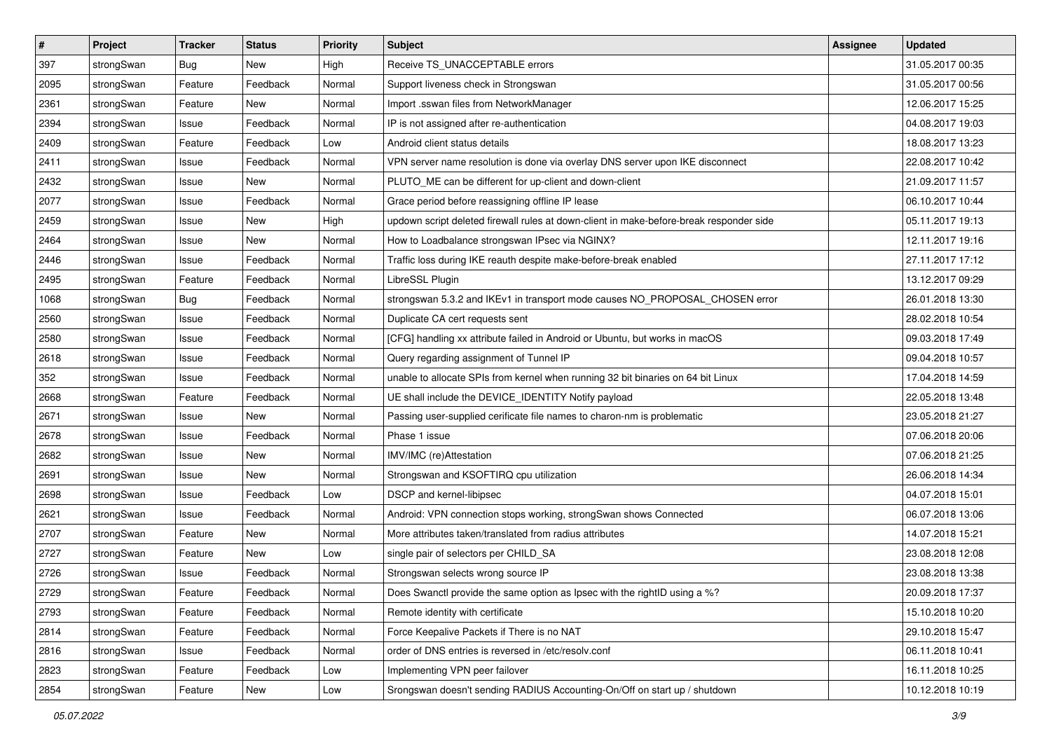| # | Project | Tracker | Status | Priority | Subject | Assignee | Updated |
| --- | --- | --- | --- | --- | --- | --- | --- |
| 397 | strongSwan | Bug | New | High | Receive TS_UNACCEPTABLE errors | | 31.05.2017 00:35 |
| 2095 | strongSwan | Feature | Feedback | Normal | Support liveness check in Strongswan | | 31.05.2017 00:56 |
| 2361 | strongSwan | Feature | New | Normal | Import .sswan files from NetworkManager | | 12.06.2017 15:25 |
| 2394 | strongSwan | Issue | Feedback | Normal | IP is not assigned after re-authentication | | 04.08.2017 19:03 |
| 2409 | strongSwan | Feature | Feedback | Low | Android client status details | | 18.08.2017 13:23 |
| 2411 | strongSwan | Issue | Feedback | Normal | VPN server name resolution is done via overlay DNS server upon IKE disconnect | | 22.08.2017 10:42 |
| 2432 | strongSwan | Issue | New | Normal | PLUTO_ME can be different for up-client and down-client | | 21.09.2017 11:57 |
| 2077 | strongSwan | Issue | Feedback | Normal | Grace period before reassigning offline IP lease | | 06.10.2017 10:44 |
| 2459 | strongSwan | Issue | New | High | updown script deleted firewall rules at down-client in make-before-break responder side | | 05.11.2017 19:13 |
| 2464 | strongSwan | Issue | New | Normal | How to Loadbalance strongswan IPsec via NGINX? | | 12.11.2017 19:16 |
| 2446 | strongSwan | Issue | Feedback | Normal | Traffic loss during IKE reauth despite make-before-break enabled | | 27.11.2017 17:12 |
| 2495 | strongSwan | Feature | Feedback | Normal | LibreSSL Plugin | | 13.12.2017 09:29 |
| 1068 | strongSwan | Bug | Feedback | Normal | strongswan 5.3.2 and IKEv1 in transport mode causes NO_PROPOSAL_CHOSEN error | | 26.01.2018 13:30 |
| 2560 | strongSwan | Issue | Feedback | Normal | Duplicate CA cert requests sent | | 28.02.2018 10:54 |
| 2580 | strongSwan | Issue | Feedback | Normal | [CFG] handling xx attribute failed in Android or Ubuntu, but works in macOS | | 09.03.2018 17:49 |
| 2618 | strongSwan | Issue | Feedback | Normal | Query regarding assignment of Tunnel IP | | 09.04.2018 10:57 |
| 352 | strongSwan | Issue | Feedback | Normal | unable to allocate SPIs from kernel when running 32 bit binaries on 64 bit Linux | | 17.04.2018 14:59 |
| 2668 | strongSwan | Feature | Feedback | Normal | UE shall include the DEVICE_IDENTITY Notify payload | | 22.05.2018 13:48 |
| 2671 | strongSwan | Issue | New | Normal | Passing user-supplied cerificate file names to charon-nm is problematic | | 23.05.2018 21:27 |
| 2678 | strongSwan | Issue | Feedback | Normal | Phase 1 issue | | 07.06.2018 20:06 |
| 2682 | strongSwan | Issue | New | Normal | IMV/IMC (re)Attestation | | 07.06.2018 21:25 |
| 2691 | strongSwan | Issue | New | Normal | Strongswan and KSOFTIRQ cpu utilization | | 26.06.2018 14:34 |
| 2698 | strongSwan | Issue | Feedback | Low | DSCP and kernel-libipsec | | 04.07.2018 15:01 |
| 2621 | strongSwan | Issue | Feedback | Normal | Android: VPN connection stops working, strongSwan shows Connected | | 06.07.2018 13:06 |
| 2707 | strongSwan | Feature | New | Normal | More attributes taken/translated from radius attributes | | 14.07.2018 15:21 |
| 2727 | strongSwan | Feature | New | Low | single pair of selectors per CHILD_SA | | 23.08.2018 12:08 |
| 2726 | strongSwan | Issue | Feedback | Normal | Strongswan selects wrong source IP | | 23.08.2018 13:38 |
| 2729 | strongSwan | Feature | Feedback | Normal | Does Swanctl provide the same option as Ipsec with the rightID using a %? | | 20.09.2018 17:37 |
| 2793 | strongSwan | Feature | Feedback | Normal | Remote identity with certificate | | 15.10.2018 10:20 |
| 2814 | strongSwan | Feature | Feedback | Normal | Force Keepalive Packets if There is no NAT | | 29.10.2018 15:47 |
| 2816 | strongSwan | Issue | Feedback | Normal | order of DNS entries is reversed in /etc/resolv.conf | | 06.11.2018 10:41 |
| 2823 | strongSwan | Feature | Feedback | Low | Implementing VPN peer failover | | 16.11.2018 10:25 |
| 2854 | strongSwan | Feature | New | Low | Srongswan doesn't sending RADIUS Accounting-On/Off on start up / shutdown | | 10.12.2018 10:19 |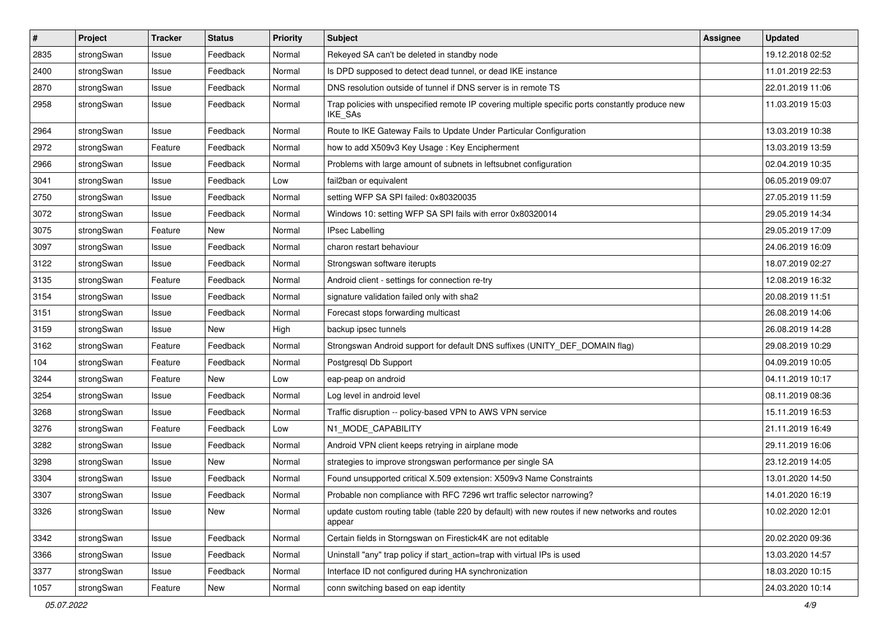| # | Project | Tracker | Status | Priority | Subject | Assignee | Updated |
| --- | --- | --- | --- | --- | --- | --- | --- |
| 2835 | strongSwan | Issue | Feedback | Normal | Rekeyed SA can't be deleted in standby node | | 19.12.2018 02:52 |
| 2400 | strongSwan | Issue | Feedback | Normal | Is DPD supposed to detect dead tunnel, or dead IKE instance | | 11.01.2019 22:53 |
| 2870 | strongSwan | Issue | Feedback | Normal | DNS resolution outside of tunnel if DNS server is in remote TS | | 22.01.2019 11:06 |
| 2958 | strongSwan | Issue | Feedback | Normal | Trap policies with unspecified remote IP covering multiple specific ports constantly produce new IKE_SAs | | 11.03.2019 15:03 |
| 2964 | strongSwan | Issue | Feedback | Normal | Route to IKE Gateway Fails to Update Under Particular Configuration | | 13.03.2019 10:38 |
| 2972 | strongSwan | Feature | Feedback | Normal | how to add X509v3 Key Usage : Key Encipherment | | 13.03.2019 13:59 |
| 2966 | strongSwan | Issue | Feedback | Normal | Problems with large amount of subnets in leftsubnet configuration | | 02.04.2019 10:35 |
| 3041 | strongSwan | Issue | Feedback | Low | fail2ban or equivalent | | 06.05.2019 09:07 |
| 2750 | strongSwan | Issue | Feedback | Normal | setting WFP SA SPI failed: 0x80320035 | | 27.05.2019 11:59 |
| 3072 | strongSwan | Issue | Feedback | Normal | Windows 10: setting WFP SA SPI fails with error 0x80320014 | | 29.05.2019 14:34 |
| 3075 | strongSwan | Feature | New | Normal | IPsec Labelling | | 29.05.2019 17:09 |
| 3097 | strongSwan | Issue | Feedback | Normal | charon restart behaviour | | 24.06.2019 16:09 |
| 3122 | strongSwan | Issue | Feedback | Normal | Strongswan software iterupts | | 18.07.2019 02:27 |
| 3135 | strongSwan | Feature | Feedback | Normal | Android client - settings for connection re-try | | 12.08.2019 16:32 |
| 3154 | strongSwan | Issue | Feedback | Normal | signature validation failed only with sha2 | | 20.08.2019 11:51 |
| 3151 | strongSwan | Issue | Feedback | Normal | Forecast stops forwarding multicast | | 26.08.2019 14:06 |
| 3159 | strongSwan | Issue | New | High | backup ipsec tunnels | | 26.08.2019 14:28 |
| 3162 | strongSwan | Feature | Feedback | Normal | Strongswan Android support for default DNS suffixes (UNITY_DEF_DOMAIN flag) | | 29.08.2019 10:29 |
| 104 | strongSwan | Feature | Feedback | Normal | Postgresql Db Support | | 04.09.2019 10:05 |
| 3244 | strongSwan | Feature | New | Low | eap-peap on android | | 04.11.2019 10:17 |
| 3254 | strongSwan | Issue | Feedback | Normal | Log level in android level | | 08.11.2019 08:36 |
| 3268 | strongSwan | Issue | Feedback | Normal | Traffic disruption -- policy-based VPN to AWS VPN service | | 15.11.2019 16:53 |
| 3276 | strongSwan | Feature | Feedback | Low | N1_MODE_CAPABILITY | | 21.11.2019 16:49 |
| 3282 | strongSwan | Issue | Feedback | Normal | Android VPN client keeps retrying in airplane mode | | 29.11.2019 16:06 |
| 3298 | strongSwan | Issue | New | Normal | strategies to improve strongswan performance per single SA | | 23.12.2019 14:05 |
| 3304 | strongSwan | Issue | Feedback | Normal | Found unsupported critical X.509 extension: X509v3 Name Constraints | | 13.01.2020 14:50 |
| 3307 | strongSwan | Issue | Feedback | Normal | Probable non compliance with RFC 7296 wrt traffic selector narrowing? | | 14.01.2020 16:19 |
| 3326 | strongSwan | Issue | New | Normal | update custom routing table (table 220 by default) with new routes if new networks and routes appear | | 10.02.2020 12:01 |
| 3342 | strongSwan | Issue | Feedback | Normal | Certain fields in Storngswan on Firestick4K are not editable | | 20.02.2020 09:36 |
| 3366 | strongSwan | Issue | Feedback | Normal | Uninstall "any" trap policy if start_action=trap with virtual IPs is used | | 13.03.2020 14:57 |
| 3377 | strongSwan | Issue | Feedback | Normal | Interface ID not configured during HA synchronization | | 18.03.2020 10:15 |
| 1057 | strongSwan | Feature | New | Normal | conn switching based on eap identity | | 24.03.2020 10:14 |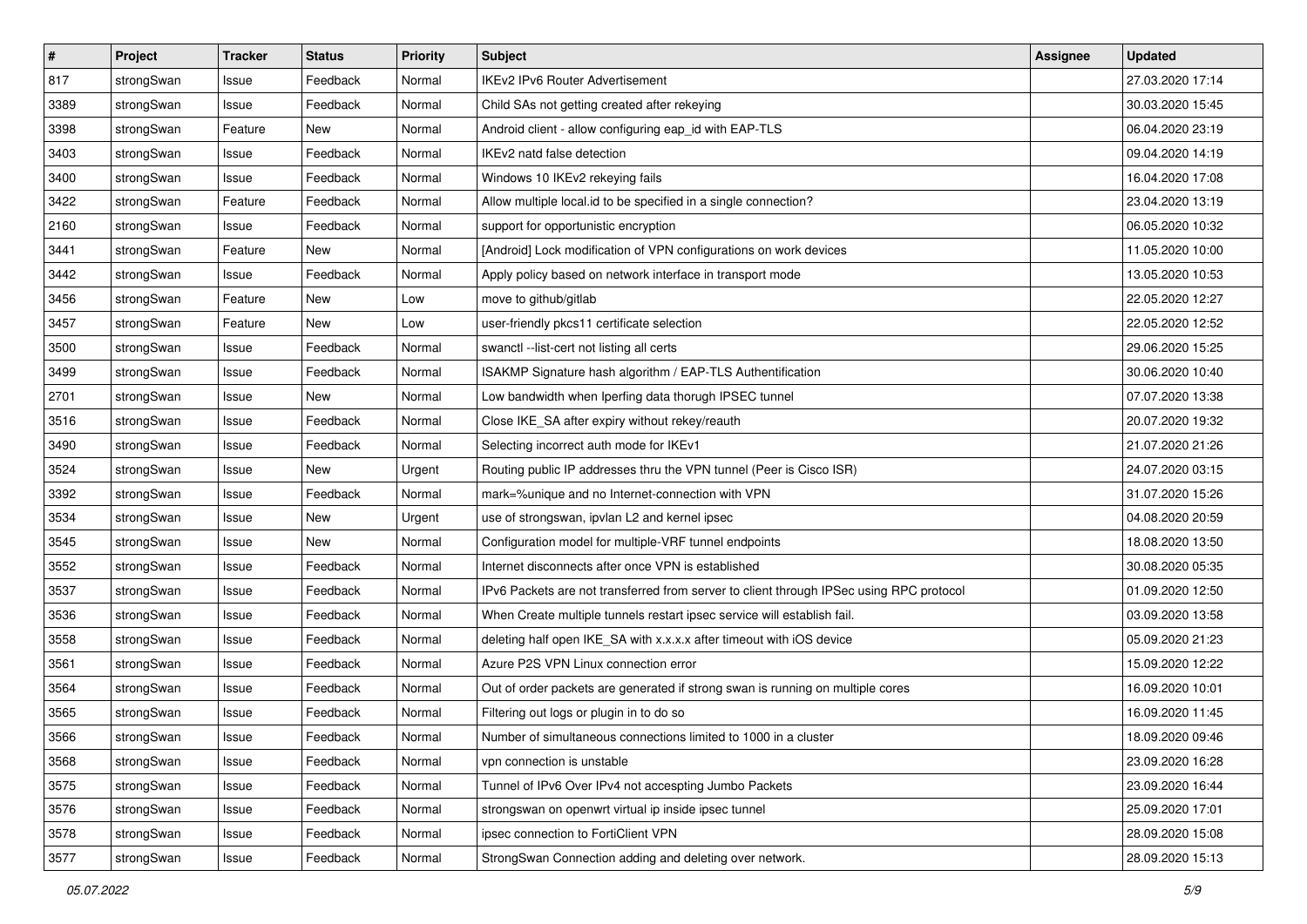| # | Project | Tracker | Status | Priority | Subject | Assignee | Updated |
|---|---|---|---|---|---|---|---|
| 817 | strongSwan | Issue | Feedback | Normal | IKEv2 IPv6 Router Advertisement | | 27.03.2020 17:14 |
| 3389 | strongSwan | Issue | Feedback | Normal | Child SAs not getting created after rekeying | | 30.03.2020 15:45 |
| 3398 | strongSwan | Feature | New | Normal | Android client - allow configuring eap_id with EAP-TLS | | 06.04.2020 23:19 |
| 3403 | strongSwan | Issue | Feedback | Normal | IKEv2 natd false detection | | 09.04.2020 14:19 |
| 3400 | strongSwan | Issue | Feedback | Normal | Windows 10 IKEv2 rekeying fails | | 16.04.2020 17:08 |
| 3422 | strongSwan | Feature | Feedback | Normal | Allow multiple local.id to be specified in a single connection? | | 23.04.2020 13:19 |
| 2160 | strongSwan | Issue | Feedback | Normal | support for opportunistic encryption | | 06.05.2020 10:32 |
| 3441 | strongSwan | Feature | New | Normal | [Android] Lock modification of VPN configurations on work devices | | 11.05.2020 10:00 |
| 3442 | strongSwan | Issue | Feedback | Normal | Apply policy based on network interface in transport mode | | 13.05.2020 10:53 |
| 3456 | strongSwan | Feature | New | Low | move to github/gitlab | | 22.05.2020 12:27 |
| 3457 | strongSwan | Feature | New | Low | user-friendly pkcs11 certificate selection | | 22.05.2020 12:52 |
| 3500 | strongSwan | Issue | Feedback | Normal | swanctl --list-cert not listing all certs | | 29.06.2020 15:25 |
| 3499 | strongSwan | Issue | Feedback | Normal | ISAKMP Signature hash algorithm / EAP-TLS Authentification | | 30.06.2020 10:40 |
| 2701 | strongSwan | Issue | New | Normal | Low bandwidth when Iperfing data thorugh IPSEC tunnel | | 07.07.2020 13:38 |
| 3516 | strongSwan | Issue | Feedback | Normal | Close IKE_SA after expiry without rekey/reauth | | 20.07.2020 19:32 |
| 3490 | strongSwan | Issue | Feedback | Normal | Selecting incorrect auth mode for IKEv1 | | 21.07.2020 21:26 |
| 3524 | strongSwan | Issue | New | Urgent | Routing public IP addresses thru the VPN tunnel (Peer is Cisco ISR) | | 24.07.2020 03:15 |
| 3392 | strongSwan | Issue | Feedback | Normal | mark=%unique and no Internet-connection with VPN | | 31.07.2020 15:26 |
| 3534 | strongSwan | Issue | New | Urgent | use of strongswan, ipvlan L2 and kernel ipsec | | 04.08.2020 20:59 |
| 3545 | strongSwan | Issue | New | Normal | Configuration model for multiple-VRF tunnel endpoints | | 18.08.2020 13:50 |
| 3552 | strongSwan | Issue | Feedback | Normal | Internet disconnects after once VPN is established | | 30.08.2020 05:35 |
| 3537 | strongSwan | Issue | Feedback | Normal | IPv6 Packets are not transferred from server to client through IPSec using RPC protocol | | 01.09.2020 12:50 |
| 3536 | strongSwan | Issue | Feedback | Normal | When Create multiple tunnels restart ipsec service will establish fail. | | 03.09.2020 13:58 |
| 3558 | strongSwan | Issue | Feedback | Normal | deleting half open IKE_SA with x.x.x.x after timeout with iOS device | | 05.09.2020 21:23 |
| 3561 | strongSwan | Issue | Feedback | Normal | Azure P2S VPN Linux connection error | | 15.09.2020 12:22 |
| 3564 | strongSwan | Issue | Feedback | Normal | Out of order packets are generated if strong swan is running on multiple cores | | 16.09.2020 10:01 |
| 3565 | strongSwan | Issue | Feedback | Normal | Filtering out logs or plugin in to do so | | 16.09.2020 11:45 |
| 3566 | strongSwan | Issue | Feedback | Normal | Number of simultaneous connections limited to 1000 in a cluster | | 18.09.2020 09:46 |
| 3568 | strongSwan | Issue | Feedback | Normal | vpn connection is unstable | | 23.09.2020 16:28 |
| 3575 | strongSwan | Issue | Feedback | Normal | Tunnel of IPv6 Over IPv4 not accespting Jumbo Packets | | 23.09.2020 16:44 |
| 3576 | strongSwan | Issue | Feedback | Normal | strongswan on openwrt virtual ip inside ipsec tunnel | | 25.09.2020 17:01 |
| 3578 | strongSwan | Issue | Feedback | Normal | ipsec connection to FortiClient VPN | | 28.09.2020 15:08 |
| 3577 | strongSwan | Issue | Feedback | Normal | StrongSwan Connection adding and deleting over network. | | 28.09.2020 15:13 |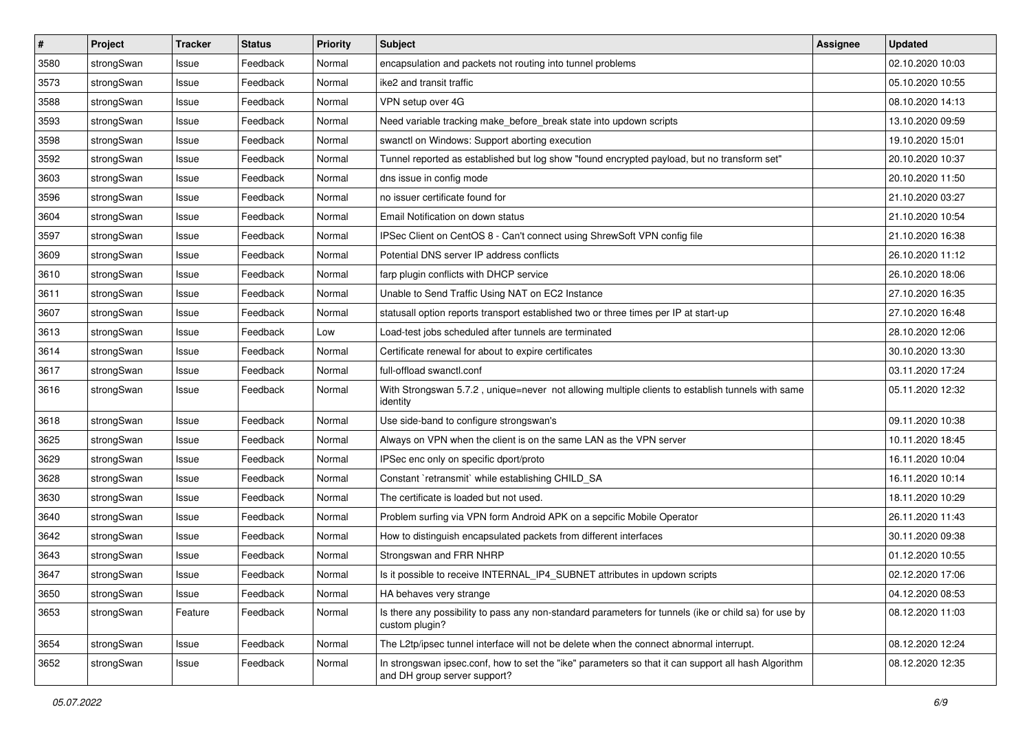| # | Project | Tracker | Status | Priority | Subject | Assignee | Updated |
|---|---|---|---|---|---|---|---|
| 3580 | strongSwan | Issue | Feedback | Normal | encapsulation and packets not routing into tunnel problems | | 02.10.2020 10:03 |
| 3573 | strongSwan | Issue | Feedback | Normal | ike2 and transit traffic | | 05.10.2020 10:55 |
| 3588 | strongSwan | Issue | Feedback | Normal | VPN setup over 4G | | 08.10.2020 14:13 |
| 3593 | strongSwan | Issue | Feedback | Normal | Need variable tracking make_before_break state into updown scripts | | 13.10.2020 09:59 |
| 3598 | strongSwan | Issue | Feedback | Normal | swanctl on Windows: Support aborting execution | | 19.10.2020 15:01 |
| 3592 | strongSwan | Issue | Feedback | Normal | Tunnel reported as established but log show "found encrypted payload, but no transform set" | | 20.10.2020 10:37 |
| 3603 | strongSwan | Issue | Feedback | Normal | dns issue in config mode | | 20.10.2020 11:50 |
| 3596 | strongSwan | Issue | Feedback | Normal | no issuer certificate found for | | 21.10.2020 03:27 |
| 3604 | strongSwan | Issue | Feedback | Normal | Email Notification on down status | | 21.10.2020 10:54 |
| 3597 | strongSwan | Issue | Feedback | Normal | IPSec Client on CentOS 8 - Can't connect using ShrewSoft VPN config file | | 21.10.2020 16:38 |
| 3609 | strongSwan | Issue | Feedback | Normal | Potential DNS server IP address conflicts | | 26.10.2020 11:12 |
| 3610 | strongSwan | Issue | Feedback | Normal | farp plugin conflicts with DHCP service | | 26.10.2020 18:06 |
| 3611 | strongSwan | Issue | Feedback | Normal | Unable to Send Traffic Using NAT on EC2 Instance | | 27.10.2020 16:35 |
| 3607 | strongSwan | Issue | Feedback | Normal | statusall option reports transport established two or three times per IP at start-up | | 27.10.2020 16:48 |
| 3613 | strongSwan | Issue | Feedback | Low | Load-test jobs scheduled after tunnels are terminated | | 28.10.2020 12:06 |
| 3614 | strongSwan | Issue | Feedback | Normal | Certificate renewal for about to expire certificates | | 30.10.2020 13:30 |
| 3617 | strongSwan | Issue | Feedback | Normal | full-offload swanctl.conf | | 03.11.2020 17:24 |
| 3616 | strongSwan | Issue | Feedback | Normal | With Strongswan 5.7.2 , unique=never not allowing multiple clients to establish tunnels with same identity | | 05.11.2020 12:32 |
| 3618 | strongSwan | Issue | Feedback | Normal | Use side-band to configure strongswan's | | 09.11.2020 10:38 |
| 3625 | strongSwan | Issue | Feedback | Normal | Always on VPN when the client is on the same LAN as the VPN server | | 10.11.2020 18:45 |
| 3629 | strongSwan | Issue | Feedback | Normal | IPSec enc only on specific dport/proto | | 16.11.2020 10:04 |
| 3628 | strongSwan | Issue | Feedback | Normal | Constant `retransmit` while establishing CHILD_SA | | 16.11.2020 10:14 |
| 3630 | strongSwan | Issue | Feedback | Normal | The certificate is loaded but not used. | | 18.11.2020 10:29 |
| 3640 | strongSwan | Issue | Feedback | Normal | Problem surfing via VPN form Android APK on a sepcific Mobile Operator | | 26.11.2020 11:43 |
| 3642 | strongSwan | Issue | Feedback | Normal | How to distinguish encapsulated packets from different interfaces | | 30.11.2020 09:38 |
| 3643 | strongSwan | Issue | Feedback | Normal | Strongswan and FRR NHRP | | 01.12.2020 10:55 |
| 3647 | strongSwan | Issue | Feedback | Normal | Is it possible to receive INTERNAL_IP4_SUBNET attributes in updown scripts | | 02.12.2020 17:06 |
| 3650 | strongSwan | Issue | Feedback | Normal | HA behaves very strange | | 04.12.2020 08:53 |
| 3653 | strongSwan | Feature | Feedback | Normal | Is there any possibility to pass any non-standard parameters for tunnels (ike or child sa) for use by custom plugin? | | 08.12.2020 11:03 |
| 3654 | strongSwan | Issue | Feedback | Normal | The L2tp/ipsec tunnel interface will not be delete when the connect abnormal interrupt. | | 08.12.2020 12:24 |
| 3652 | strongSwan | Issue | Feedback | Normal | In strongswan ipsec.conf, how to set the "ike" parameters so that it can support all hash Algorithm and DH group server support? | | 08.12.2020 12:35 |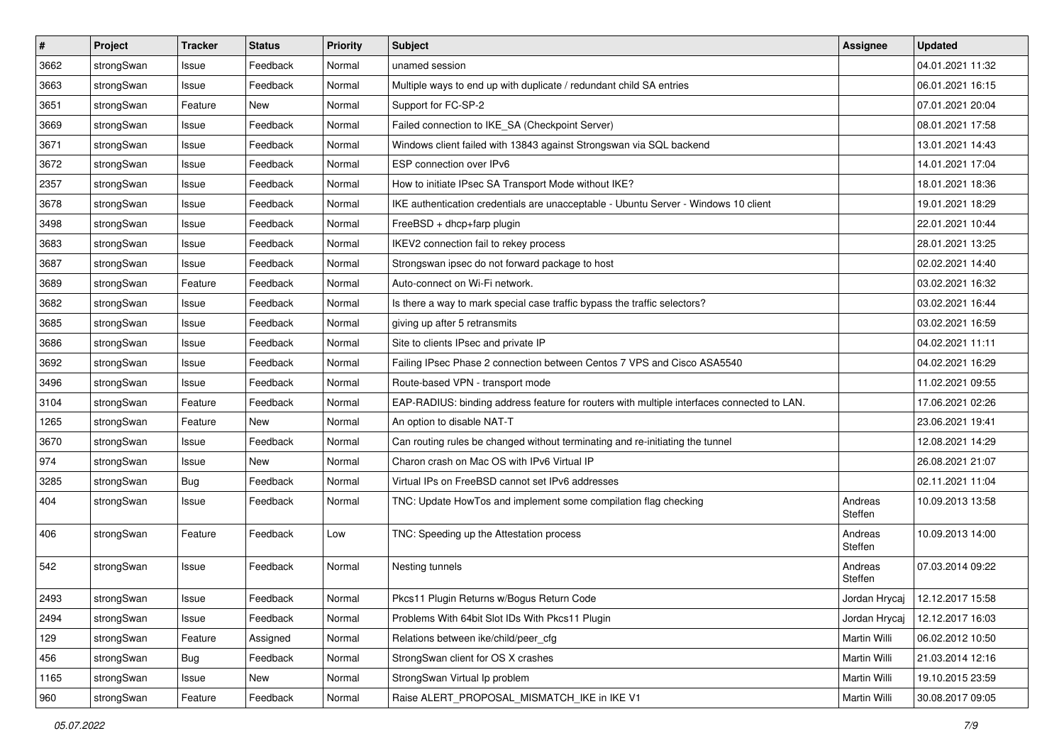| # | Project | Tracker | Status | Priority | Subject | Assignee | Updated |
|---|---|---|---|---|---|---|---|
| 3662 | strongSwan | Issue | Feedback | Normal | unamed session | | 04.01.2021 11:32 |
| 3663 | strongSwan | Issue | Feedback | Normal | Multiple ways to end up with duplicate / redundant child SA entries | | 06.01.2021 16:15 |
| 3651 | strongSwan | Feature | New | Normal | Support for FC-SP-2 | | 07.01.2021 20:04 |
| 3669 | strongSwan | Issue | Feedback | Normal | Failed connection to IKE_SA (Checkpoint Server) | | 08.01.2021 17:58 |
| 3671 | strongSwan | Issue | Feedback | Normal | Windows client failed with 13843 against Strongswan via SQL backend | | 13.01.2021 14:43 |
| 3672 | strongSwan | Issue | Feedback | Normal | ESP connection over IPv6 | | 14.01.2021 17:04 |
| 2357 | strongSwan | Issue | Feedback | Normal | How to initiate IPsec SA Transport Mode without IKE? | | 18.01.2021 18:36 |
| 3678 | strongSwan | Issue | Feedback | Normal | IKE authentication credentials are unacceptable - Ubuntu Server - Windows 10 client | | 19.01.2021 18:29 |
| 3498 | strongSwan | Issue | Feedback | Normal | FreeBSD + dhcp+farp plugin | | 22.01.2021 10:44 |
| 3683 | strongSwan | Issue | Feedback | Normal | IKEV2 connection fail to rekey process | | 28.01.2021 13:25 |
| 3687 | strongSwan | Issue | Feedback | Normal | Strongswan ipsec do not forward package to host | | 02.02.2021 14:40 |
| 3689 | strongSwan | Feature | Feedback | Normal | Auto-connect on Wi-Fi network. | | 03.02.2021 16:32 |
| 3682 | strongSwan | Issue | Feedback | Normal | Is there a way to mark special case traffic bypass the traffic selectors? | | 03.02.2021 16:44 |
| 3685 | strongSwan | Issue | Feedback | Normal | giving up after 5 retransmits | | 03.02.2021 16:59 |
| 3686 | strongSwan | Issue | Feedback | Normal | Site to clients IPsec and private IP | | 04.02.2021 11:11 |
| 3692 | strongSwan | Issue | Feedback | Normal | Failing IPsec Phase 2 connection between Centos 7 VPS and Cisco ASA5540 | | 04.02.2021 16:29 |
| 3496 | strongSwan | Issue | Feedback | Normal | Route-based VPN - transport mode | | 11.02.2021 09:55 |
| 3104 | strongSwan | Feature | Feedback | Normal | EAP-RADIUS: binding address feature for routers with multiple interfaces connected to LAN. | | 17.06.2021 02:26 |
| 1265 | strongSwan | Feature | New | Normal | An option to disable NAT-T | | 23.06.2021 19:41 |
| 3670 | strongSwan | Issue | Feedback | Normal | Can routing rules be changed without terminating and re-initiating the tunnel | | 12.08.2021 14:29 |
| 974 | strongSwan | Issue | New | Normal | Charon crash on Mac OS with IPv6 Virtual IP | | 26.08.2021 21:07 |
| 3285 | strongSwan | Bug | Feedback | Normal | Virtual IPs on FreeBSD cannot set IPv6 addresses | | 02.11.2021 11:04 |
| 404 | strongSwan | Issue | Feedback | Normal | TNC: Update HowTos and implement some compilation flag checking | Andreas Steffen | 10.09.2013 13:58 |
| 406 | strongSwan | Feature | Feedback | Low | TNC: Speeding up the Attestation process | Andreas Steffen | 10.09.2013 14:00 |
| 542 | strongSwan | Issue | Feedback | Normal | Nesting tunnels | Andreas Steffen | 07.03.2014 09:22 |
| 2493 | strongSwan | Issue | Feedback | Normal | Pkcs11 Plugin Returns w/Bogus Return Code | Jordan Hrycaj | 12.12.2017 15:58 |
| 2494 | strongSwan | Issue | Feedback | Normal | Problems With 64bit Slot IDs With Pkcs11 Plugin | Jordan Hrycaj | 12.12.2017 16:03 |
| 129 | strongSwan | Feature | Assigned | Normal | Relations between ike/child/peer_cfg | Martin Willi | 06.02.2012 10:50 |
| 456 | strongSwan | Bug | Feedback | Normal | StrongSwan client for OS X crashes | Martin Willi | 21.03.2014 12:16 |
| 1165 | strongSwan | Issue | New | Normal | StrongSwan Virtual Ip problem | Martin Willi | 19.10.2015 23:59 |
| 960 | strongSwan | Feature | Feedback | Normal | Raise ALERT_PROPOSAL_MISMATCH_IKE in IKE V1 | Martin Willi | 30.08.2017 09:05 |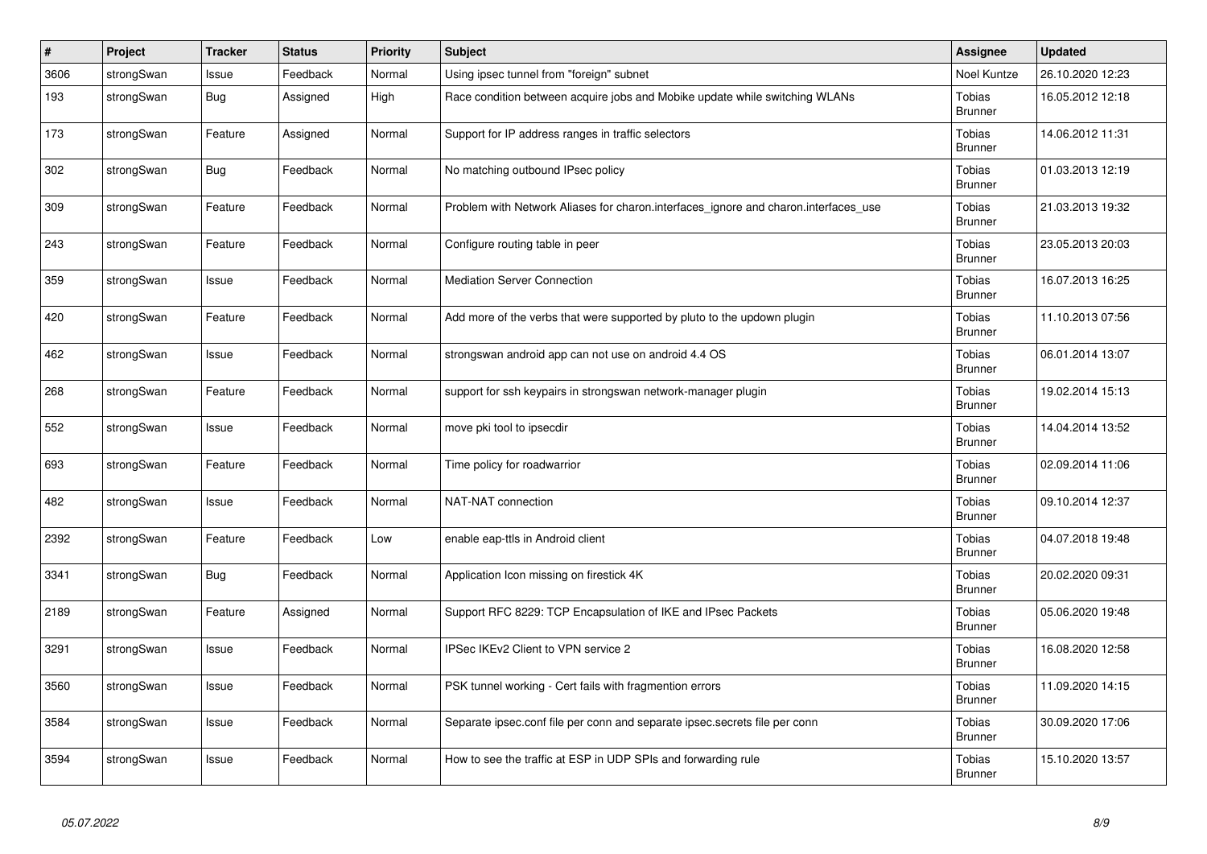| # | Project | Tracker | Status | Priority | Subject | Assignee | Updated |
|---|---|---|---|---|---|---|---|
| 3606 | strongSwan | Issue | Feedback | Normal | Using ipsec tunnel from "foreign" subnet | Noel Kuntze | 26.10.2020 12:23 |
| 193 | strongSwan | Bug | Assigned | High | Race condition between acquire jobs and Mobike update while switching WLANs | Tobias Brunner | 16.05.2012 12:18 |
| 173 | strongSwan | Feature | Assigned | Normal | Support for IP address ranges in traffic selectors | Tobias Brunner | 14.06.2012 11:31 |
| 302 | strongSwan | Bug | Feedback | Normal | No matching outbound IPsec policy | Tobias Brunner | 01.03.2013 12:19 |
| 309 | strongSwan | Feature | Feedback | Normal | Problem with Network Aliases for charon.interfaces_ignore and charon.interfaces_use | Tobias Brunner | 21.03.2013 19:32 |
| 243 | strongSwan | Feature | Feedback | Normal | Configure routing table in peer | Tobias Brunner | 23.05.2013 20:03 |
| 359 | strongSwan | Issue | Feedback | Normal | Mediation Server Connection | Tobias Brunner | 16.07.2013 16:25 |
| 420 | strongSwan | Feature | Feedback | Normal | Add more of the verbs that were supported by pluto to the updown plugin | Tobias Brunner | 11.10.2013 07:56 |
| 462 | strongSwan | Issue | Feedback | Normal | strongswan android app can not use on android 4.4 OS | Tobias Brunner | 06.01.2014 13:07 |
| 268 | strongSwan | Feature | Feedback | Normal | support for ssh keypairs in strongswan network-manager plugin | Tobias Brunner | 19.02.2014 15:13 |
| 552 | strongSwan | Issue | Feedback | Normal | move pki tool to ipsecdir | Tobias Brunner | 14.04.2014 13:52 |
| 693 | strongSwan | Feature | Feedback | Normal | Time policy for roadwarrior | Tobias Brunner | 02.09.2014 11:06 |
| 482 | strongSwan | Issue | Feedback | Normal | NAT-NAT connection | Tobias Brunner | 09.10.2014 12:37 |
| 2392 | strongSwan | Feature | Feedback | Low | enable eap-ttls in Android client | Tobias Brunner | 04.07.2018 19:48 |
| 3341 | strongSwan | Bug | Feedback | Normal | Application Icon missing on firestick 4K | Tobias Brunner | 20.02.2020 09:31 |
| 2189 | strongSwan | Feature | Assigned | Normal | Support RFC 8229: TCP Encapsulation of IKE and IPsec Packets | Tobias Brunner | 05.06.2020 19:48 |
| 3291 | strongSwan | Issue | Feedback | Normal | IPSec IKEv2 Client to VPN service 2 | Tobias Brunner | 16.08.2020 12:58 |
| 3560 | strongSwan | Issue | Feedback | Normal | PSK tunnel working - Cert fails with fragmention errors | Tobias Brunner | 11.09.2020 14:15 |
| 3584 | strongSwan | Issue | Feedback | Normal | Separate ipsec.conf file per conn and separate ipsec.secrets file per conn | Tobias Brunner | 30.09.2020 17:06 |
| 3594 | strongSwan | Issue | Feedback | Normal | How to see the traffic at ESP in UDP SPIs and forwarding rule | Tobias Brunner | 15.10.2020 13:57 |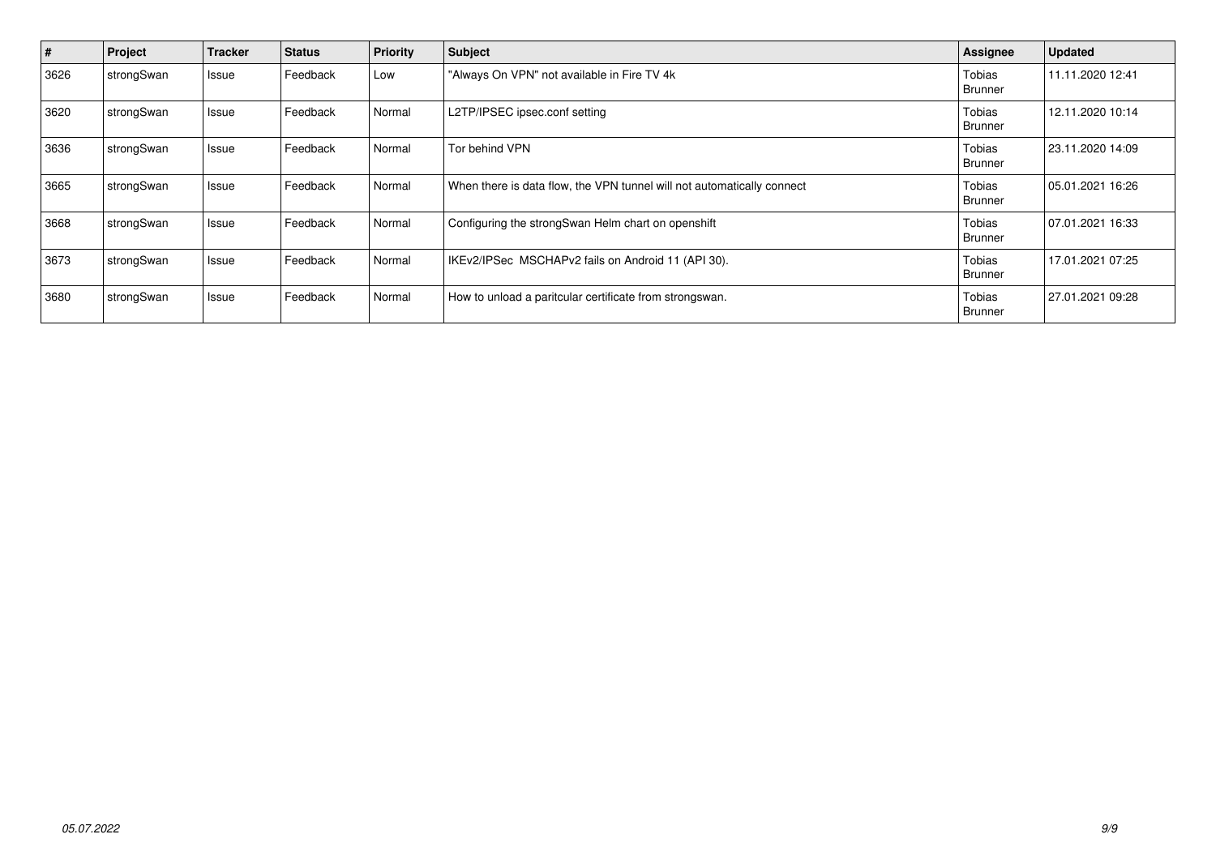| # | Project | Tracker | Status | Priority | Subject | Assignee | Updated |
|---|---|---|---|---|---|---|---|
| 3626 | strongSwan | Issue | Feedback | Low | "Always On VPN" not available in Fire TV 4k | Tobias Brunner | 11.11.2020 12:41 |
| 3620 | strongSwan | Issue | Feedback | Normal | L2TP/IPSEC ipsec.conf setting | Tobias Brunner | 12.11.2020 10:14 |
| 3636 | strongSwan | Issue | Feedback | Normal | Tor behind VPN | Tobias Brunner | 23.11.2020 14:09 |
| 3665 | strongSwan | Issue | Feedback | Normal | When there is data flow, the VPN tunnel will not automatically connect | Tobias Brunner | 05.01.2021 16:26 |
| 3668 | strongSwan | Issue | Feedback | Normal | Configuring the strongSwan Helm chart on openshift | Tobias Brunner | 07.01.2021 16:33 |
| 3673 | strongSwan | Issue | Feedback | Normal | IKEv2/IPSec MSCHAPv2 fails on Android 11 (API 30). | Tobias Brunner | 17.01.2021 07:25 |
| 3680 | strongSwan | Issue | Feedback | Normal | How to unload a paritcular certificate from strongswan. | Tobias Brunner | 27.01.2021 09:28 |